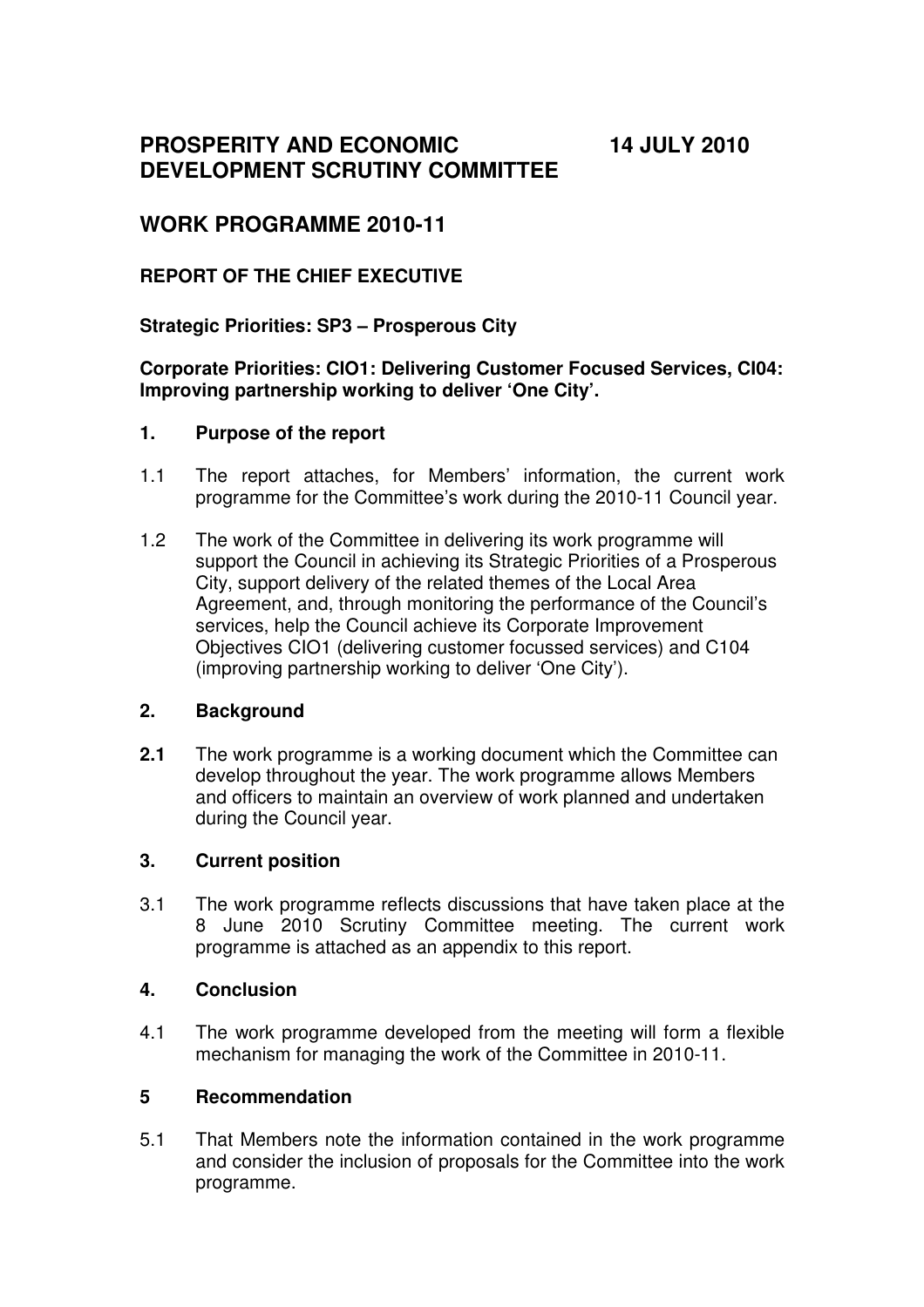# PROSPERITY AND ECONOMIC DEVELOPMENT SCRUTINY COMMITTEE

**14 JULY 2010**

## WORK PROGRAMME 2010-11

**REPORT OF THE CHIEF EXECUTIVE**

**Strategic Priorities: SP3 – Prosperous City**

**Corporate Priorities: CIO1: Delivering Customer Focused Services, CI04: Improving partnership working to deliver 'One City'.**

### 1. Purpose of the report

1.1 The report attaches, for Members' information, the current work programme for the Committee's work during the 2010-11 Council year.

1.2 The work of the Committee in delivering its work programme will support the Council in achieving its Strategic Priorities of a Prosperous City, support delivery of the related themes of the Local Area Agreement, and, through monitoring the performance of the Council's services, help the Council achieve its Corporate Improvement Objectives CIO1 (delivering customer focussed services) and C104 (improving partnership working to deliver 'One City').

### 2. Background

**2.1** The work programme is a working document which the Committee can develop throughout the year. The work programme allows Members and officers to maintain an overview of work planned and undertaken during the Council year.

### 3. Current position

3.1 The work programme reflects discussions that have taken place at the 8 June 2010 Scrutiny Committee meeting. The current work programme is attached as an appendix to this report.

### 4. Conclusion

4.1 The work programme developed from the meeting will form a flexible mechanism for managing the work of the Committee in 2010-11.

### 5 Recommendation

5.1 That Members note the information contained in the work programme and consider the inclusion of proposals for the Committee into the work programme.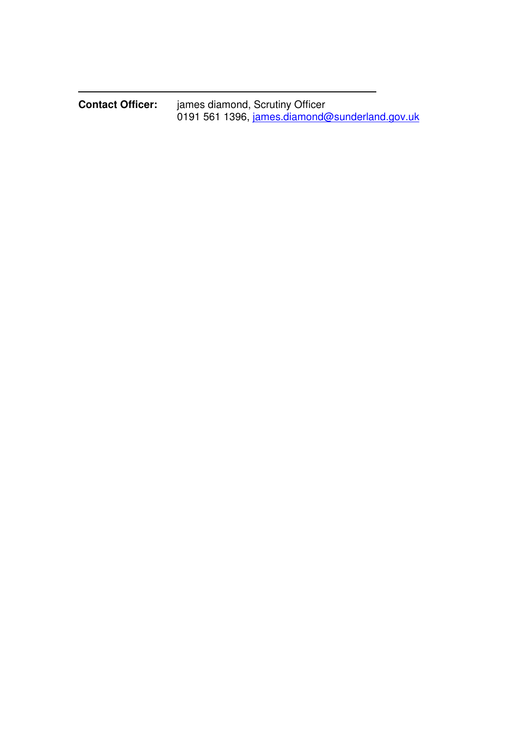---

**Contact Officer:** james diamond, Scrutiny Officer
0191 561 1396, [james.diamond@sunderland.gov.uk](mailto:james.diamond@sunderland.gov.uk)